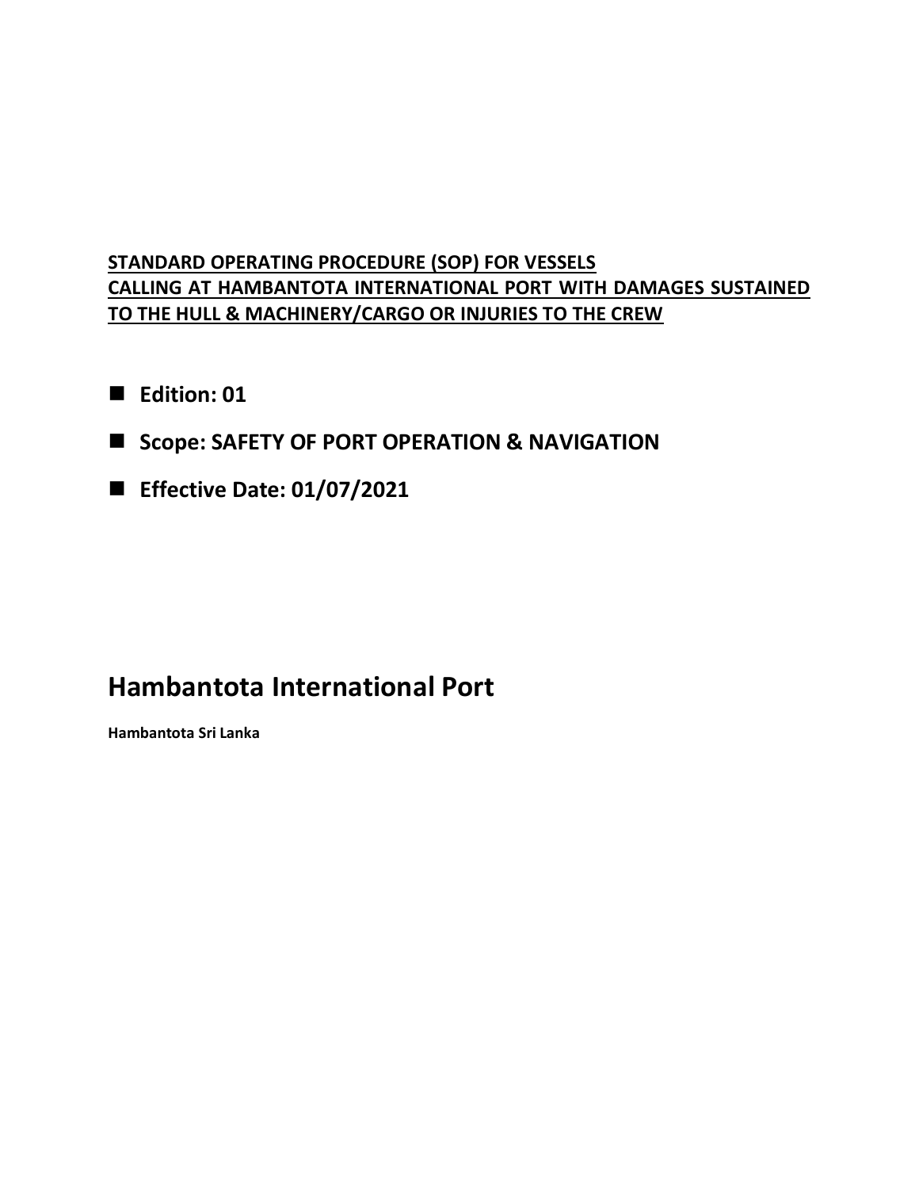**STANDARD OPERATING PROCEDURE (SOP) FOR VESSELS CALLING AT HAMBANTOTA INTERNATIONAL PORT WITH DAMAGES SUSTAINED TO THE HULL & MACHINERY/CARGO OR INJURIES TO THE CREW**

- **Edition: 01**
- **Scope: SAFETY OF PORT OPERATION & NAVIGATION**
- **Effective Date: 01/07/2021**

# Hambantota International Port

**Hambantota Sri Lanka**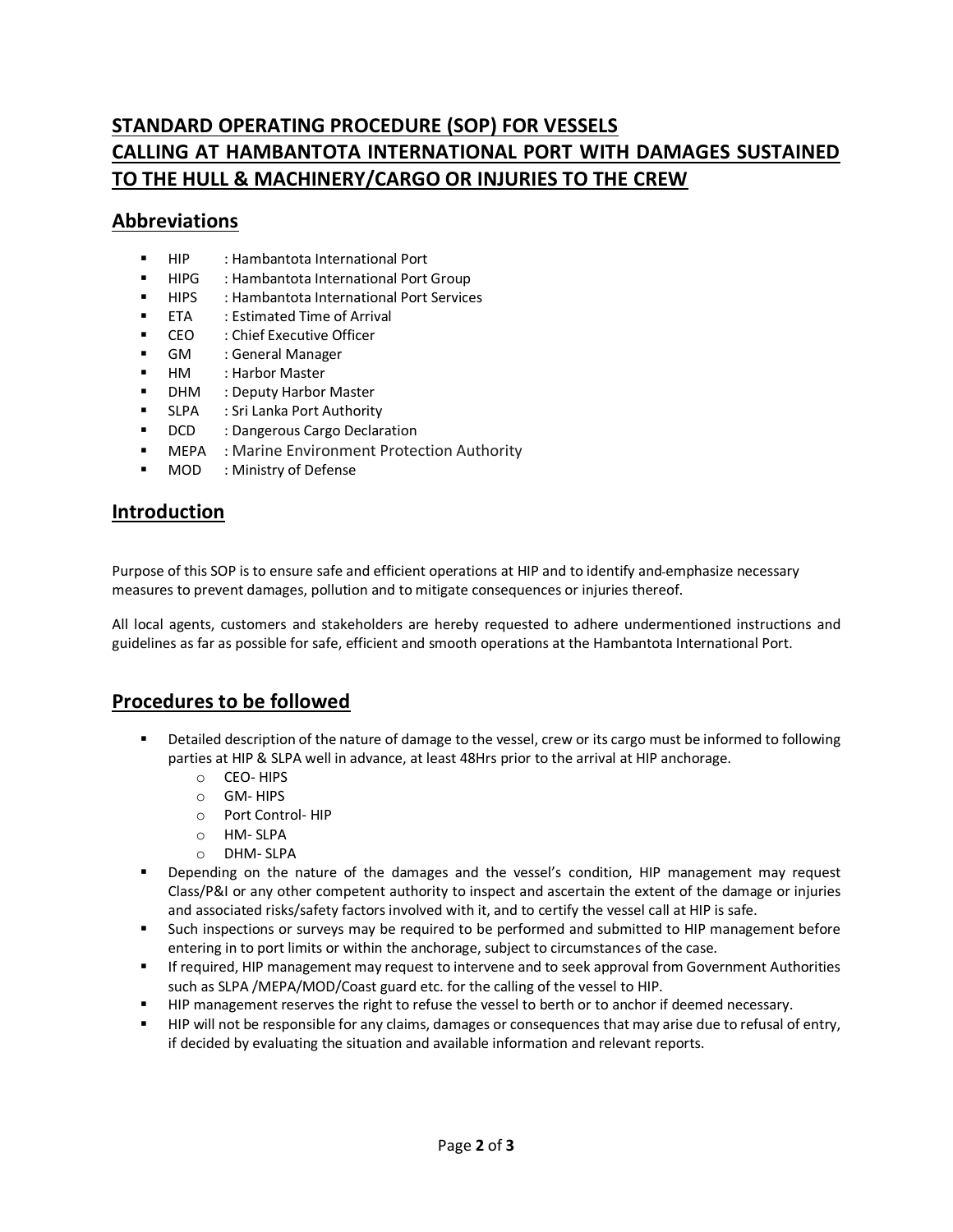# STANDARD OPERATING PROCEDURE (SOP) FOR VESSELS CALLING AT HAMBANTOTA INTERNATIONAL PORT WITH DAMAGES SUSTAINED TO THE HULL & MACHINERY/CARGO OR INJURIES TO THE CREW

## Abbreviations

- HIP : Hambantota International Port
- HIPG : Hambantota International Port Group
- HIPS : Hambantota International Port Services
- ETA : Estimated Time of Arrival
- CEO : Chief Executive Officer
- GM : General Manager
- HM : Harbor Master
- DHM : Deputy Harbor Master
- SLPA : Sri Lanka Port Authority
- DCD : Dangerous Cargo Declaration
- MEPA : Marine Environment Protection Authority
- MOD : Ministry of Defense

## Introduction

Purpose of this SOP is to ensure safe and efficient operations at HIP and to identify and emphasize necessary measures to prevent damages, pollution and to mitigate consequences or injuries thereof.

All local agents, customers and stakeholders are hereby requested to adhere undermentioned instructions and guidelines as far as possible for safe, efficient and smooth operations at the Hambantota International Port.

## Procedures to be followed

- Detailed description of the nature of damage to the vessel, crew or its cargo must be informed to following parties at HIP & SLPA well in advance, at least 48Hrs prior to the arrival at HIP anchorage.
  - CEO- HIPS
  - GM- HIPS
  - Port Control- HIP
  - HM- SLPA
  - DHM- SLPA
- Depending on the nature of the damages and the vessel's condition, HIP management may request Class/P&I or any other competent authority to inspect and ascertain the extent of the damage or injuries and associated risks/safety factors involved with it, and to certify the vessel call at HIP is safe.
- Such inspections or surveys may be required to be performed and submitted to HIP management before entering in to port limits or within the anchorage, subject to circumstances of the case.
- If required, HIP management may request to intervene and to seek approval from Government Authorities such as SLPA /MEPA/MOD/Coast guard etc. for the calling of the vessel to HIP.
- HIP management reserves the right to refuse the vessel to berth or to anchor if deemed necessary.
- HIP will not be responsible for any claims, damages or consequences that may arise due to refusal of entry, if decided by evaluating the situation and available information and relevant reports.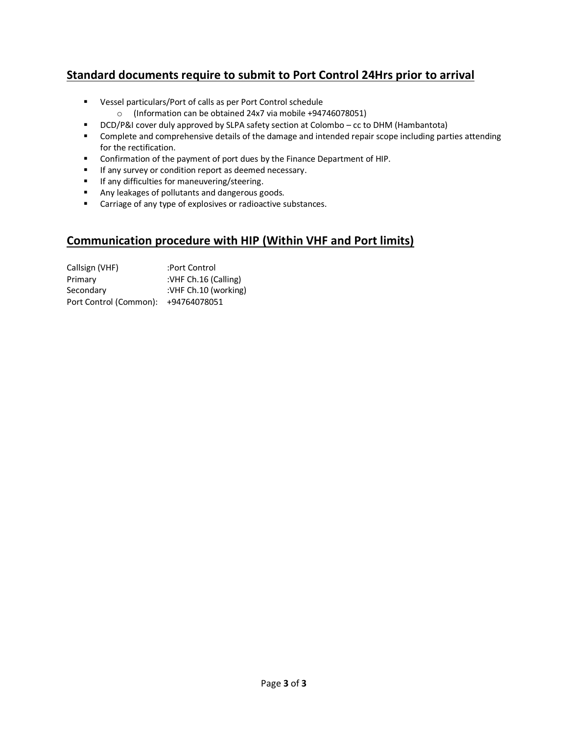## Standard documents require to submit to Port Control 24Hrs prior to arrival

- Vessel particulars/Port of calls as per Port Control schedule
  - (Information can be obtained 24x7 via mobile +94746078051)
- DCD/P&I cover duly approved by SLPA safety section at Colombo – cc to DHM (Hambantota)
- Complete and comprehensive details of the damage and intended repair scope including parties attending for the rectification.
- Confirmation of the payment of port dues by the Finance Department of HIP.
- If any survey or condition report as deemed necessary.
- If any difficulties for maneuvering/steering.
- Any leakages of pollutants and dangerous goods.
- Carriage of any type of explosives or radioactive substances.

## Communication procedure with HIP (Within VHF and Port limits)

| | |
|---|---|
| Callsign (VHF) | :Port Control |
| Primary | :VHF Ch.16 (Calling) |
| Secondary | :VHF Ch.10 (working) |
| Port Control (Common): | +94764078051 |